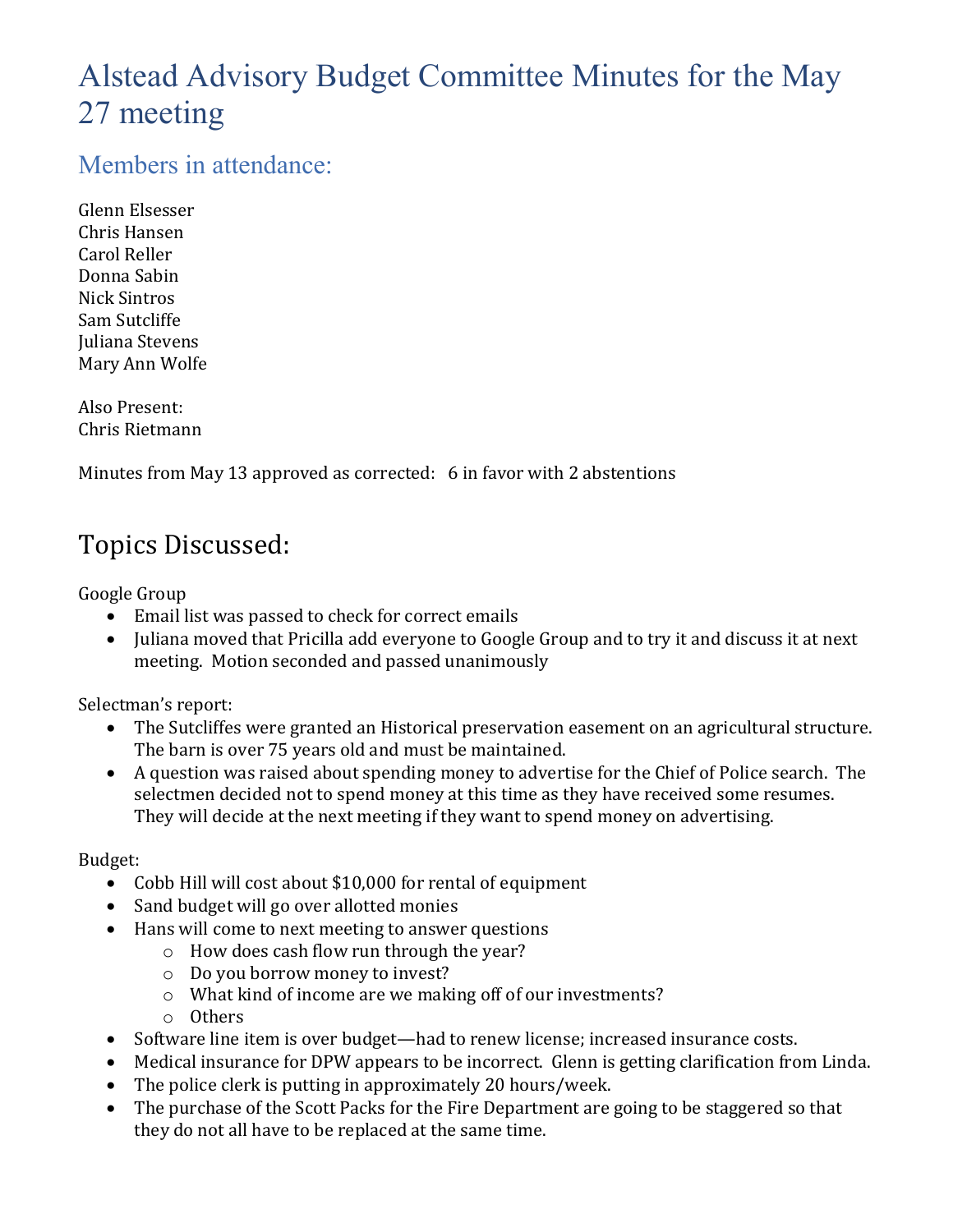# Alstead Advisory Budget Committee Minutes for the May 27 meeting

## Members in attendance:

Glenn Elsesser
Chris Hansen
Carol Reller
Donna Sabin
Nick Sintros
Sam Sutcliffe
Juliana Stevens
Mary Ann Wolfe

Also Present:
Chris Rietmann

Minutes from May 13 approved as corrected: 6 in favor with 2 abstentions

# Topics Discussed:

Google Group

- Email list was passed to check for correct emails
- Juliana moved that Pricilla add everyone to Google Group and to try it and discuss it at next meeting. Motion seconded and passed unanimously

Selectman's report:

- The Sutcliffes were granted an Historical preservation easement on an agricultural structure. The barn is over 75 years old and must be maintained.
- A question was raised about spending money to advertise for the Chief of Police search. The selectmen decided not to spend money at this time as they have received some resumes. They will decide at the next meeting if they want to spend money on advertising.

Budget:

- Cobb Hill will cost about $10,000 for rental of equipment
- Sand budget will go over allotted monies
- Hans will come to next meeting to answer questions
  - How does cash flow run through the year?
  - Do you borrow money to invest?
  - What kind of income are we making off of our investments?
  - Others
- Software line item is over budget—had to renew license; increased insurance costs.
- Medical insurance for DPW appears to be incorrect. Glenn is getting clarification from Linda.
- The police clerk is putting in approximately 20 hours/week.
- The purchase of the Scott Packs for the Fire Department are going to be staggered so that they do not all have to be replaced at the same time.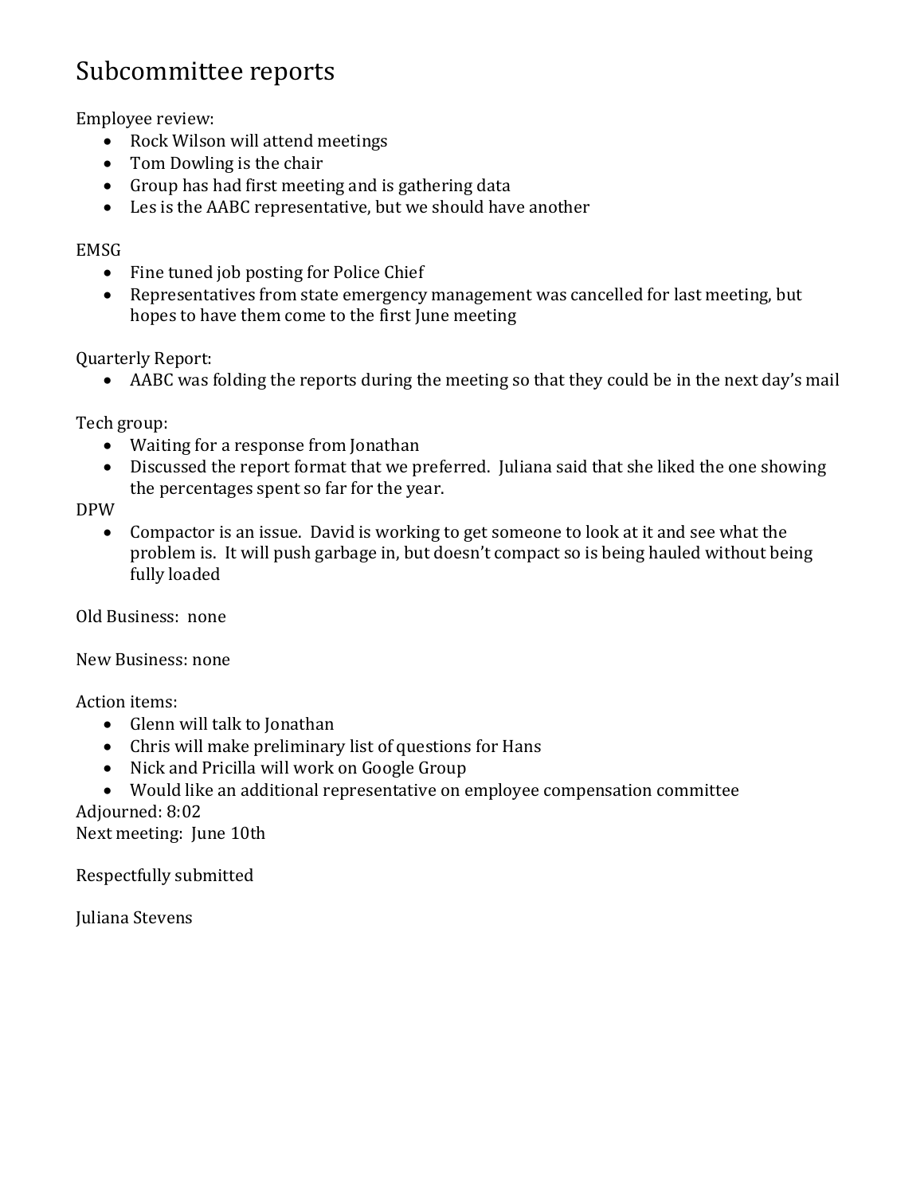# Subcommittee reports

Employee review:

- Rock Wilson will attend meetings
- Tom Dowling is the chair
- Group has had first meeting and is gathering data
- Les is the AABC representative, but we should have another

EMSG

- Fine tuned job posting for Police Chief
- Representatives from state emergency management was cancelled for last meeting, but hopes to have them come to the first June meeting

Quarterly Report:

- AABC was folding the reports during the meeting so that they could be in the next day's mail

Tech group:

- Waiting for a response from Jonathan
- Discussed the report format that we preferred. Juliana said that she liked the one showing the percentages spent so far for the year.

DPW

- Compactor is an issue. David is working to get someone to look at it and see what the problem is. It will push garbage in, but doesn't compact so is being hauled without being fully loaded

Old Business: none

New Business: none

Action items:

- Glenn will talk to Jonathan
- Chris will make preliminary list of questions for Hans
- Nick and Pricilla will work on Google Group
- Would like an additional representative on employee compensation committee

Adjourned: 8:02
Next meeting: June 10th

Respectfully submitted

Juliana Stevens